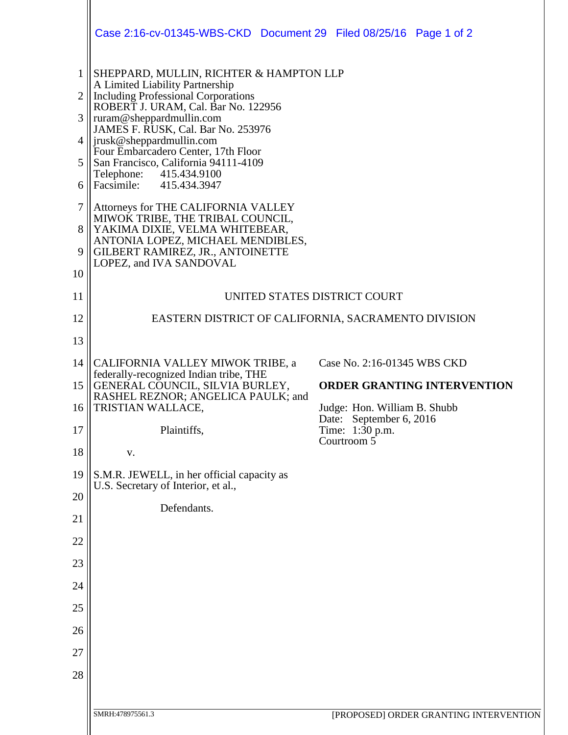SHEPPARD, MULLIN, RICHTER & HAMPTON LLP
A Limited Liability Partnership
Including Professional Corporations
ROBERT J. URAM, Cal. Bar No. 122956
ruram@sheppardmullin.com
JAMES F. RUSK, Cal. Bar No. 253976
jrusk@sheppardmullin.com
Four Embarcadero Center, 17th Floor
San Francisco, California 94111-4109
Telephone: 415.434.9100
Facsimile: 415.434.3947

Attorneys for THE CALIFORNIA VALLEY MIWOK TRIBE, THE TRIBAL COUNCIL, YAKIMA DIXIE, VELMA WHITEBEAR, ANTONIA LOPEZ, MICHAEL MENDIBLES, GILBERT RAMIREZ, JR., ANTOINETTE LOPEZ, and IVA SANDOVAL

UNITED STATES DISTRICT COURT

EASTERN DISTRICT OF CALIFORNIA, SACRAMENTO DIVISION

CALIFORNIA VALLEY MIWOK TRIBE, a federally-recognized Indian tribe, THE GENERAL COUNCIL, SILVIA BURLEY, RASHEL REZNOR; ANGELICA PAULK; and TRISTIAN WALLACE,

Plaintiffs,

v.

S.M.R. JEWELL, in her official capacity as U.S. Secretary of Interior, et al.,

Defendants.

Case No. 2:16-01345 WBS CKD

**ORDER GRANTING INTERVENTION**

Judge: Hon. William B. Shubb
Date: September 6, 2016
Time: 1:30 p.m.
Courtroom 5

SMRH:478975561.3

[PROPOSED] ORDER GRANTING INTERVENTION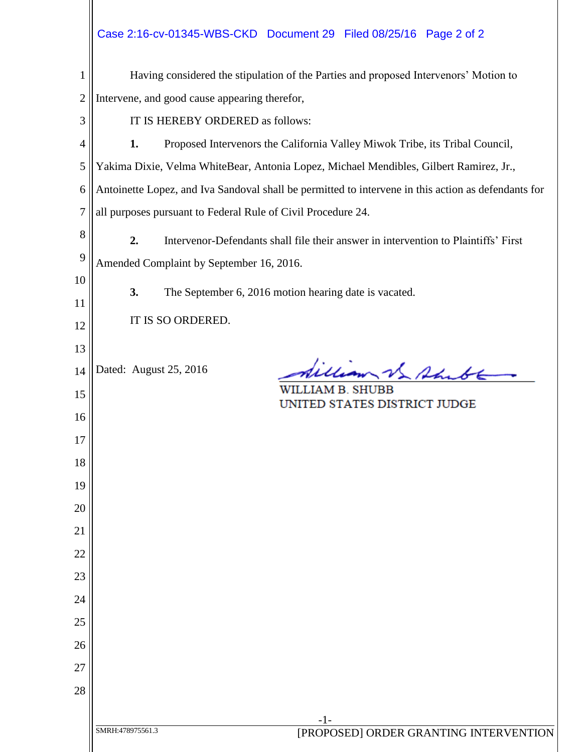Having considered the stipulation of the Parties and proposed Intervenors' Motion to Intervene, and good cause appearing therefor,

IT IS HEREBY ORDERED as follows:

**1.** Proposed Intervenors the California Valley Miwok Tribe, its Tribal Council, Yakima Dixie, Velma WhiteBear, Antonia Lopez, Michael Mendibles, Gilbert Ramirez, Jr., Antoinette Lopez, and Iva Sandoval shall be permitted to intervene in this action as defendants for all purposes pursuant to Federal Rule of Civil Procedure 24.

**2.** Intervenor-Defendants shall file their answer in intervention to Plaintiffs' First Amended Complaint by September 16, 2016.

**3.** The September 6, 2016 motion hearing date is vacated.

IT IS SO ORDERED.

Dated: August 25, 2016

WILLIAM B. SHUBB
UNITED STATES DISTRICT JUDGE

SMRH:478975561.3

[PROPOSED] ORDER GRANTING INTERVENTION